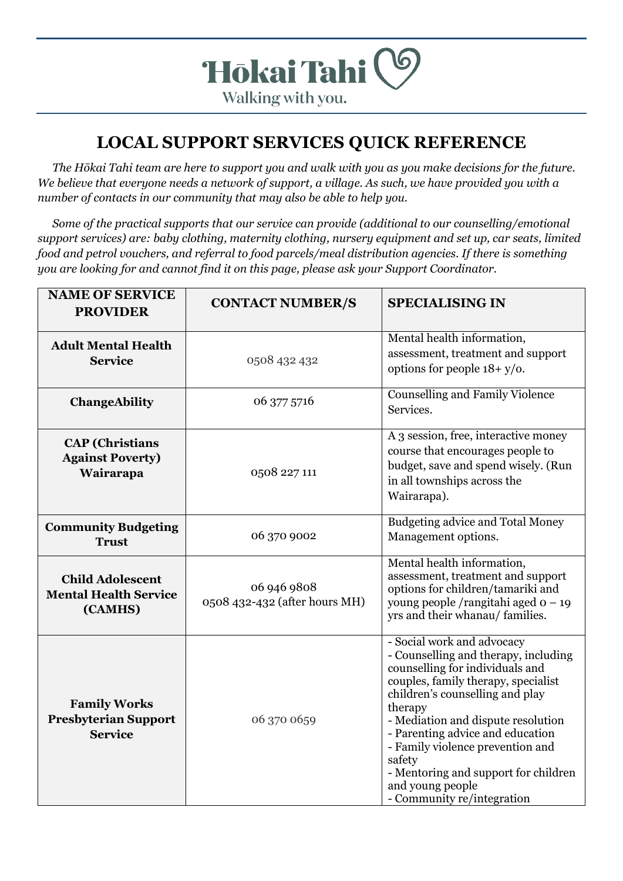# Hōkai Tahi

Walking with you.

## LOCAL SUPPORT SERVICES QUICK REFERENCE

*The Hōkai Tahi team are here to support you and walk with you as you make decisions for the future. We believe that everyone needs a network of support, a village. As such, we have provided you with a number of contacts in our community that may also be able to help you.*

*Some of the practical supports that our service can provide (additional to our counselling/emotional support services) are: baby clothing, maternity clothing, nursery equipment and set up, car seats, limited food and petrol vouchers, and referral to food parcels/meal distribution agencies. If there is something you are looking for and cannot find it on this page, please ask your Support Coordinator.*

| NAME OF SERVICE PROVIDER | CONTACT NUMBER/S | SPECIALISING IN |
| --- | --- | --- |
| **Adult Mental Health Service** | 0508 432 432 | Mental health information, assessment, treatment and support options for people 18+ y/o. |
| **ChangeAbility** | 06 377 5716 | Counselling and Family Violence Services. |
| **CAP (Christians Against Poverty) Wairarapa** | 0508 227 111 | A 3 session, free, interactive money course that encourages people to budget, save and spend wisely. (Run in all townships across the Wairarapa). |
| **Community Budgeting Trust** | 06 370 9002 | Budgeting advice and Total Money Management options. |
| **Child Adolescent Mental Health Service (CAMHS)** | 06 946 9808<br>0508 432-432 (after hours MH) | Mental health information, assessment, treatment and support options for children/tamariki and young people /rangitahi aged 0 – 19 yrs and their whanau/ families. |
| **Family Works Presbyterian Support Service** | 06 370 0659 | - Social work and advocacy<br>- Counselling and therapy, including counselling for individuals and couples, family therapy, specialist children's counselling and play therapy<br>- Mediation and dispute resolution<br>- Parenting advice and education<br>- Family violence prevention and safety<br>- Mentoring and support for children and young people<br>- Community re/integration |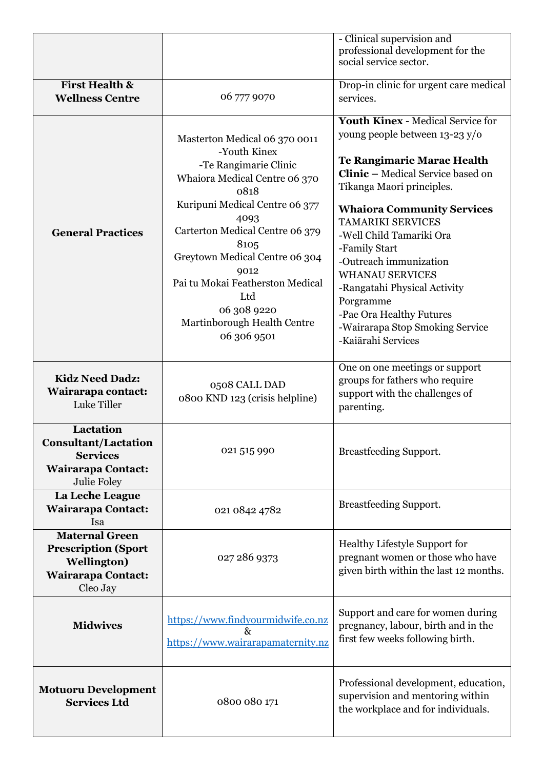| | | |
|---|---|---|
| | | - Clinical supervision and professional development for the social service sector. |
| **First Health & Wellness Centre** | 06 777 9070 | Drop-in clinic for urgent care medical services. |
| **General Practices** | Masterton Medical 06 370 0011<br>-Youth Kinex<br>-Te Rangimarie Clinic<br>Whaiora Medical Centre 06 370 0818<br>Kuripuni Medical Centre 06 377 4093<br>Carterton Medical Centre 06 379 8105<br>Greytown Medical Centre 06 304 9012<br>Pai tu Mokai Featherston Medical Ltd<br>06 308 9220<br>Martinborough Health Centre<br>06 306 9501 | **Youth Kinex** - Medical Service for young people between 13-23 y/o<br><br>**Te Rangimarie Marae Health Clinic –** Medical Service based on Tikanga Maori principles.<br><br>**Whaiora Community Services**<br>TAMARIKI SERVICES<br>-Well Child Tamariki Ora<br>-Family Start<br>-Outreach immunization<br>WHANAU SERVICES<br>-Rangatahi Physical Activity Porgramme<br>-Pae Ora Healthy Futures<br>-Wairarapa Stop Smoking Service<br>-Kaiārahi Services |
| **Kidz Need Dadz: Wairarapa contact:** Luke Tiller | 0508 CALL DAD<br>0800 KND 123 (crisis helpline) | One on one meetings or support groups for fathers who require support with the challenges of parenting. |
| **Lactation Consultant/Lactation Services Wairarapa Contact:** Julie Foley | 021 515 990 | Breastfeeding Support. |
| **La Leche League Wairarapa Contact:** Isa | 021 0842 4782 | Breastfeeding Support. |
| **Maternal Green Prescription (Sport Wellington) Wairarapa Contact:** Cleo Jay | 027 286 9373 | Healthy Lifestyle Support for pregnant women or those who have given birth within the last 12 months. |
| **Midwives** | https://www.findyourmidwife.co.nz<br>&<br>https://www.wairarapamaternity.nz | Support and care for women during pregnancy, labour, birth and in the first few weeks following birth. |
| **Motuoru Development Services Ltd** | 0800 080 171 | Professional development, education, supervision and mentoring within the workplace and for individuals. |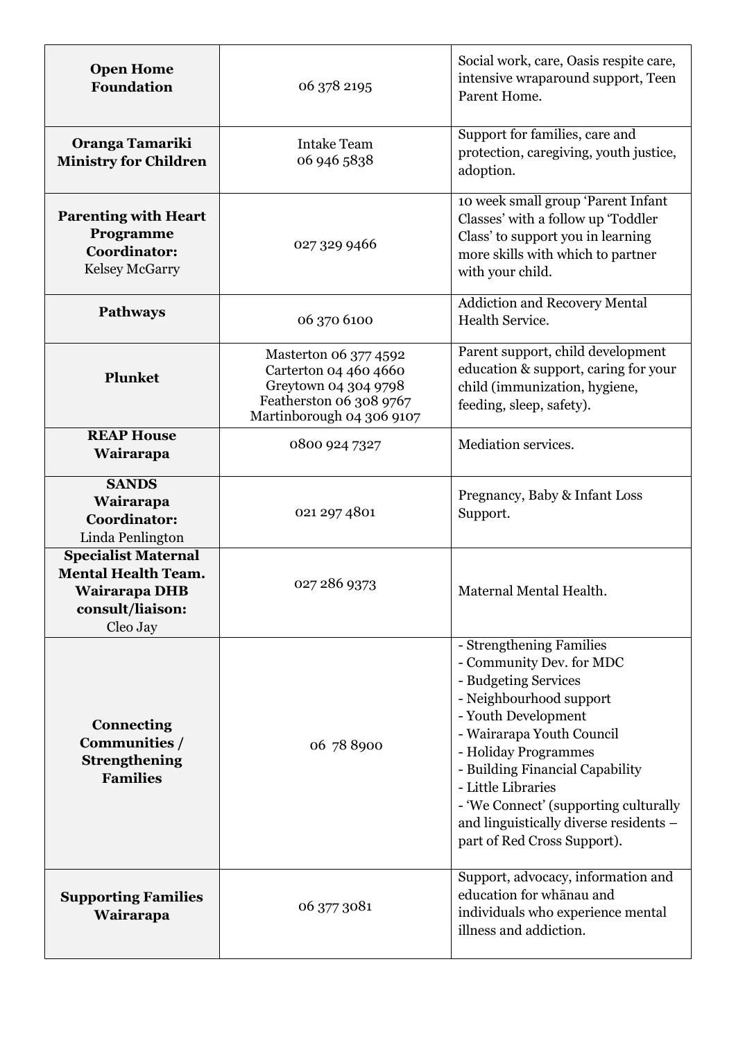| | | |
|---|---|---|
| **Open Home Foundation** | 06 378 2195 | Social work, care, Oasis respite care, intensive wraparound support, Teen Parent Home. |
| **Oranga Tamariki Ministry for Children** | Intake Team<br>06 946 5838 | Support for families, care and protection, caregiving, youth justice, adoption. |
| **Parenting with Heart Programme Coordinator:** Kelsey McGarry | 027 329 9466 | 10 week small group 'Parent Infant Classes' with a follow up 'Toddler Class' to support you in learning more skills with which to partner with your child. |
| **Pathways** | 06 370 6100 | Addiction and Recovery Mental Health Service. |
| **Plunket** | Masterton 06 377 4592<br>Carterton 04 460 4660<br>Greytown 04 304 9798<br>Featherston 06 308 9767<br>Martinborough 04 306 9107 | Parent support, child development education & support, caring for your child (immunization, hygiene, feeding, sleep, safety). |
| **REAP House Wairarapa** | 0800 924 7327 | Mediation services. |
| **SANDS Wairarapa Coordinator:** Linda Penlington | 021 297 4801 | Pregnancy, Baby & Infant Loss Support. |
| **Specialist Maternal Mental Health Team. Wairarapa DHB consult/liaison:** Cleo Jay | 027 286 9373 | Maternal Mental Health. |
| **Connecting Communities / Strengthening Families** | 06 78 8900 | - Strengthening Families<br>- Community Dev. for MDC<br>- Budgeting Services<br>- Neighbourhood support<br>- Youth Development<br>- Wairarapa Youth Council<br>- Holiday Programmes<br>- Building Financial Capability<br>- Little Libraries<br>- 'We Connect' (supporting culturally and linguistically diverse residents – part of Red Cross Support). |
| **Supporting Families Wairarapa** | 06 377 3081 | Support, advocacy, information and education for whānau and individuals who experience mental illness and addiction. |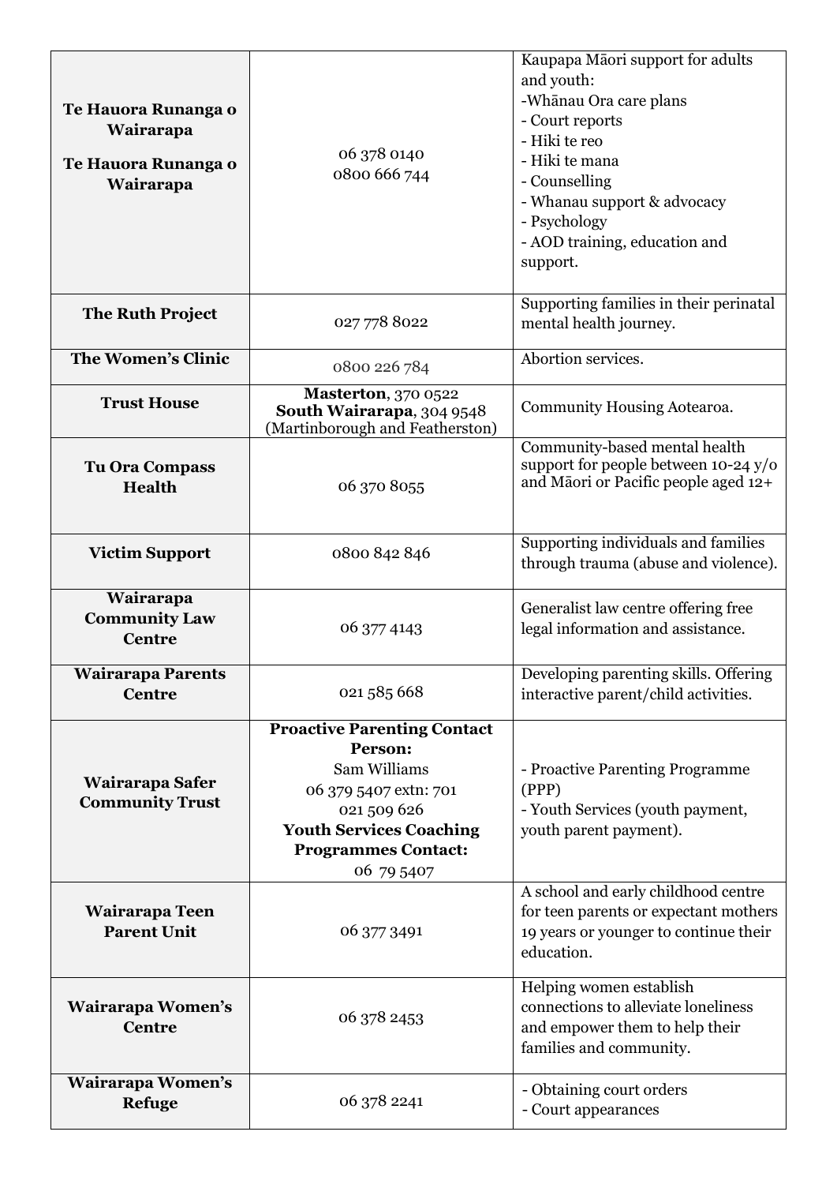| | | |
|---|---|---|
| **Te Hauora Runanga o Wairarapa**<br>**Te Hauora Runanga o Wairarapa** | 06 378 0140<br>0800 666 744 | Kaupapa Māori support for adults and youth:<br>-Whānau Ora care plans<br>- Court reports<br>- Hiki te reo<br>- Hiki te mana<br>- Counselling<br>- Whanau support & advocacy<br>- Psychology<br>- AOD training, education and support. |
| **The Ruth Project** | 027 778 8022 | Supporting families in their perinatal mental health journey. |
| **The Women's Clinic** | 0800 226 784 | Abortion services. |
| **Trust House** | **Masterton**, 370 0522<br>**South Wairarapa**, 304 9548<br>(Martinborough and Featherston) | Community Housing Aotearoa. |
| **Tu Ora Compass Health** | 06 370 8055 | Community-based mental health support for people between 10-24 y/o and Māori or Pacific people aged 12+ |
| **Victim Support** | 0800 842 846 | Supporting individuals and families through trauma (abuse and violence). |
| **Wairarapa Community Law Centre** | 06 377 4143 | Generalist law centre offering free legal information and assistance. |
| **Wairarapa Parents Centre** | 021 585 668 | Developing parenting skills. Offering interactive parent/child activities. |
| **Wairarapa Safer Community Trust** | **Proactive Parenting Contact Person:**<br>Sam Williams<br>06 379 5407 extn: 701<br>021 509 626<br>**Youth Services Coaching Programmes Contact:**<br>06 79 5407 | - Proactive Parenting Programme (PPP)<br>- Youth Services (youth payment, youth parent payment). |
| **Wairarapa Teen Parent Unit** | 06 377 3491 | A school and early childhood centre for teen parents or expectant mothers 19 years or younger to continue their education. |
| **Wairarapa Women's Centre** | 06 378 2453 | Helping women establish connections to alleviate loneliness and empower them to help their families and community. |
| **Wairarapa Women's Refuge** | 06 378 2241 | - Obtaining court orders<br>- Court appearances |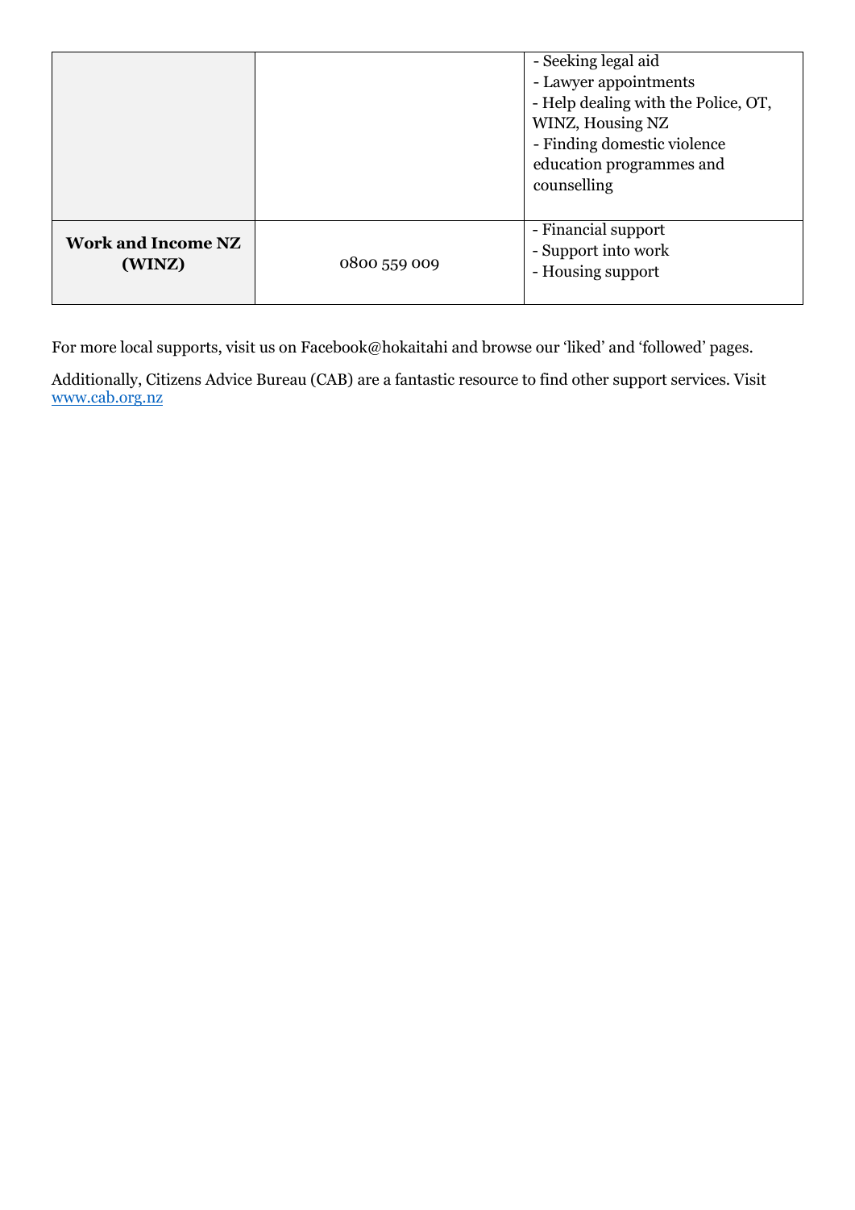| | | |
|---|---|---|
| | | - Seeking legal aid<br>- Lawyer appointments<br>- Help dealing with the Police, OT, WINZ, Housing NZ<br>- Finding domestic violence education programmes and counselling |
| **Work and Income NZ (WINZ)** | 0800 559 009 | - Financial support<br>- Support into work<br>- Housing support |

For more local supports, visit us on Facebook@hokaitahi and browse our 'liked' and 'followed' pages.

Additionally, Citizens Advice Bureau (CAB) are a fantastic resource to find other support services. Visit [www.cab.org.nz](http://www.cab.org.nz)